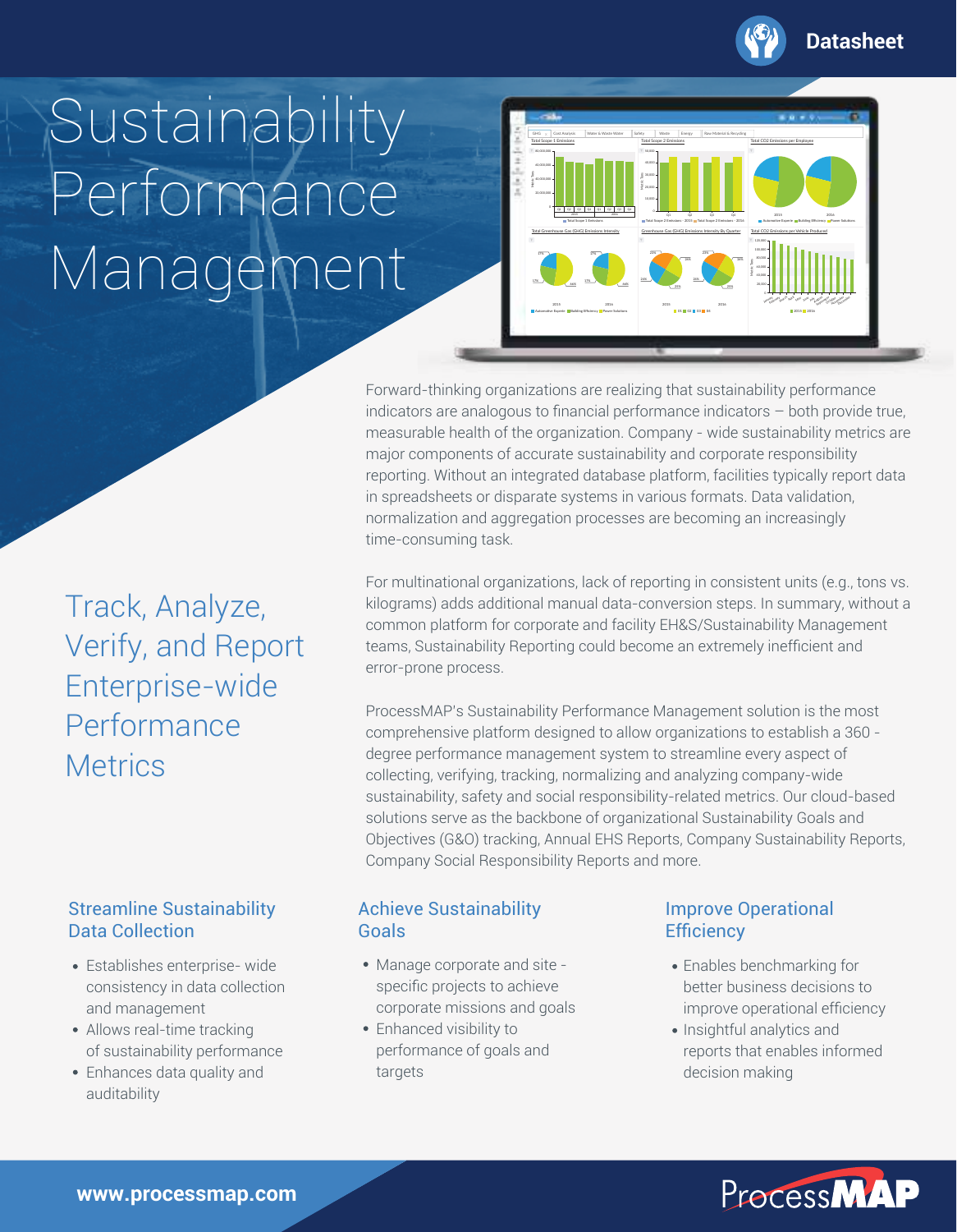Datasheet

# Sustainability Performance Management

## Track, Analyze, Verify, and Report Enterprise-wide Performance Metrics

Forward-thinking organizations are realizing that sustainability performance indicators are analogous to financial performance indicators – both provide true, measurable health of the organization. Company - wide sustainability metrics are major components of accurate sustainability and corporate responsibility reporting. Without an integrated database platform, facilities typically report data in spreadsheets or disparate systems in various formats. Data validation, normalization and aggregation processes are becoming an increasingly time-consuming task.

For multinational organizations, lack of reporting in consistent units (e.g., tons vs. kilograms) adds additional manual data-conversion steps. In summary, without a common platform for corporate and facility EH&S/Sustainability Management teams, Sustainability Reporting could become an extremely inefficient and error-prone process.

ProcessMAP's Sustainability Performance Management solution is the most comprehensive platform designed to allow organizations to establish a 360 - degree performance management system to streamline every aspect of collecting, verifying, tracking, normalizing and analyzing company-wide sustainability, safety and social responsibility-related metrics. Our cloud-based solutions serve as the backbone of organizational Sustainability Goals and Objectives (G&O) tracking, Annual EHS Reports, Company Sustainability Reports, Company Social Responsibility Reports and more.

### Streamline Sustainability Data Collection

- Establishes enterprise- wide consistency in data collection and management
- Allows real-time tracking of sustainability performance
- Enhances data quality and auditability

### Achieve Sustainability Goals

- Manage corporate and site - specific projects to achieve corporate missions and goals
- Enhanced visibility to performance of goals and targets

### Improve Operational Efficiency

- Enables benchmarking for better business decisions to improve operational efficiency
- Insightful analytics and reports that enables informed decision making

www.processmap.com

ProcessMAP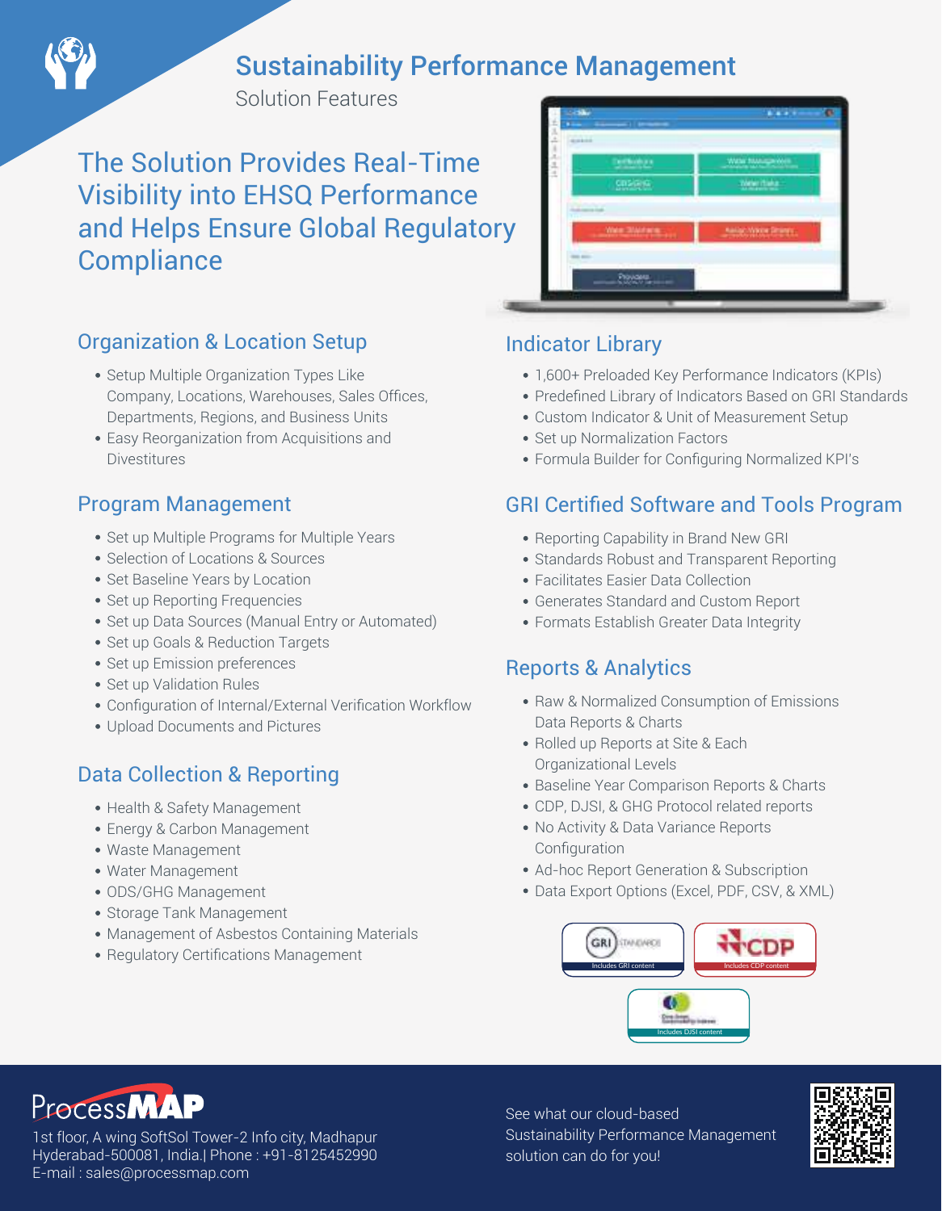# Sustainability Performance Management

Solution Features

## The Solution Provides Real-Time Visibility into EHSQ Performance and Helps Ensure Global Regulatory Compliance

### Organization & Location Setup

- Setup Multiple Organization Types Like Company, Locations, Warehouses, Sales Offices, Departments, Regions, and Business Units
- Easy Reorganization from Acquisitions and Divestitures

### Program Management

- Set up Multiple Programs for Multiple Years
- Selection of Locations & Sources
- Set Baseline Years by Location
- Set up Reporting Frequencies
- Set up Data Sources (Manual Entry or Automated)
- Set up Goals & Reduction Targets
- Set up Emission preferences
- Set up Validation Rules
- Configuration of Internal/External Verification Workflow
- Upload Documents and Pictures

### Data Collection & Reporting

- Health & Safety Management
- Energy & Carbon Management
- Waste Management
- Water Management
- ODS/GHG Management
- Storage Tank Management
- Management of Asbestos Containing Materials
- Regulatory Certifications Management

### Indicator Library

- 1,600+ Preloaded Key Performance Indicators (KPIs)
- Predefined Library of Indicators Based on GRI Standards
- Custom Indicator & Unit of Measurement Setup
- Set up Normalization Factors
- Formula Builder for Configuring Normalized KPI's

### GRI Certified Software and Tools Program

- Reporting Capability in Brand New GRI
- Standards Robust and Transparent Reporting
- Facilitates Easier Data Collection
- Generates Standard and Custom Report
- Formats Establish Greater Data Integrity

### Reports & Analytics

- Raw & Normalized Consumption of Emissions Data Reports & Charts
- Rolled up Reports at Site & Each Organizational Levels
- Baseline Year Comparison Reports & Charts
- CDP, DJSI, & GHG Protocol related reports
- No Activity & Data Variance Reports Configuration
- Ad-hoc Report Generation & Subscription
- Data Export Options (Excel, PDF, CSV, & XML)

Includes GRI content

Includes CDP content

Includes DJSI content

ProcessMAP

1st floor, A wing SoftSol Tower-2 Info city, Madhapur Hyderabad-500081, India.| Phone : +91-8125452990
E-mail : sales@processmap.com

See what our cloud-based Sustainability Performance Management solution can do for you!